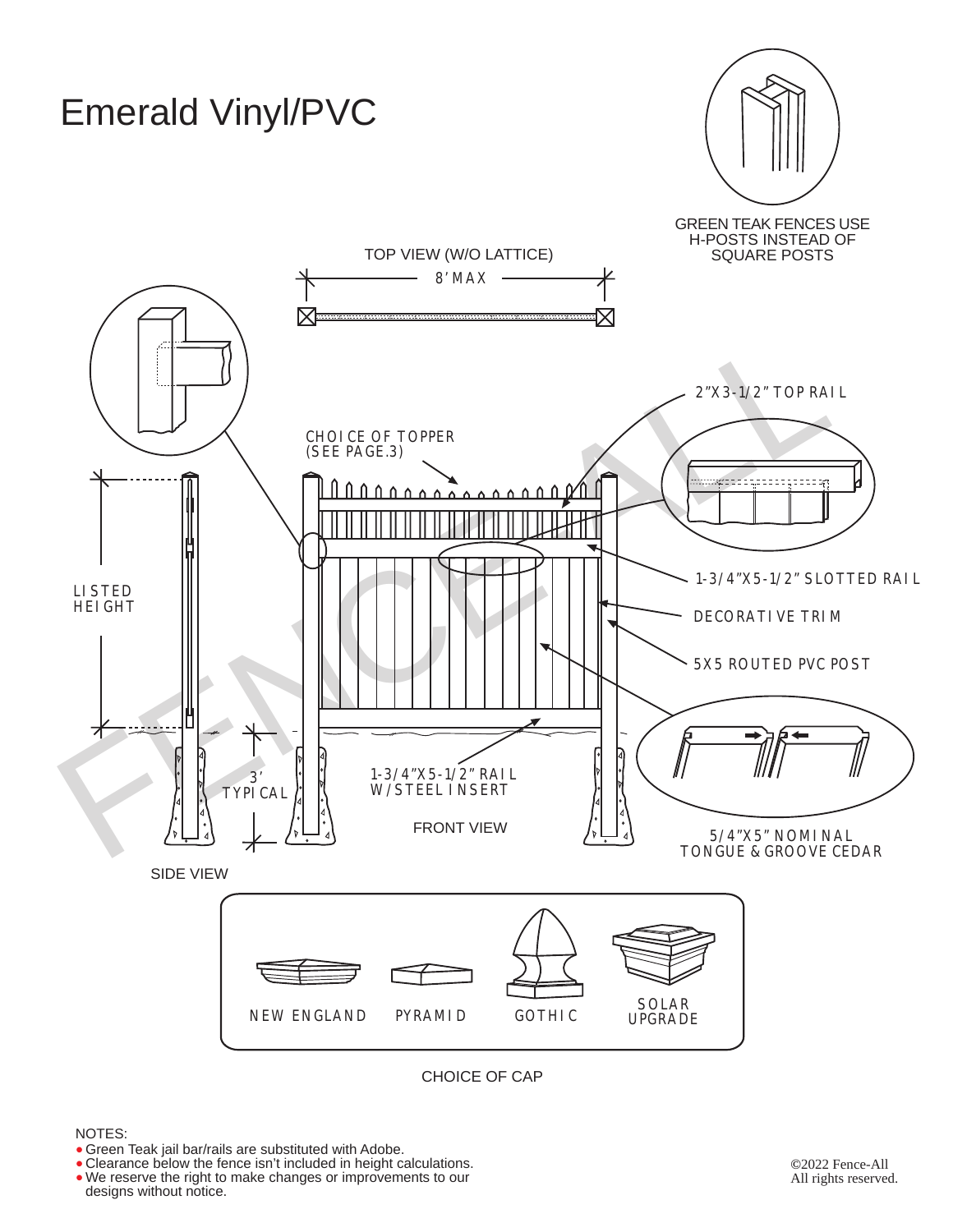# Emerald Vinyl/PVC

GREEN TEAK FENCES USE H-POSTS INSTEAD OF SQUARE POSTS

TOP VIEW (W/O LATTICE)

8' MAX

2"X3-1/2" TOP RAIL

CHOICE OF TOPPER (SEE PAGE.3)

1-3/4"X5-1/2" SLOTTED RAIL

DECORATIVE TRIM

5X5 ROUTED PVC POST

LISTED HEIGHT

3' TYPICAL

1-3/4"X5-1/2" RAIL W/STEEL INSERT

FRONT VIEW

5/4"X5" NOMINAL TONGUE & GROOVE CEDAR

SIDE VIEW

NEW ENGLAND | PYRAMID | GOTHIC | SOLAR UPGRADE

CHOICE OF CAP

NOTES:

- Green Teak jail bar/rails are substituted with Adobe.
- Clearance below the fence isn't included in height calculations.
- We reserve the right to make changes or improvements to our designs without notice.

©2022 Fence-All
All rights reserved.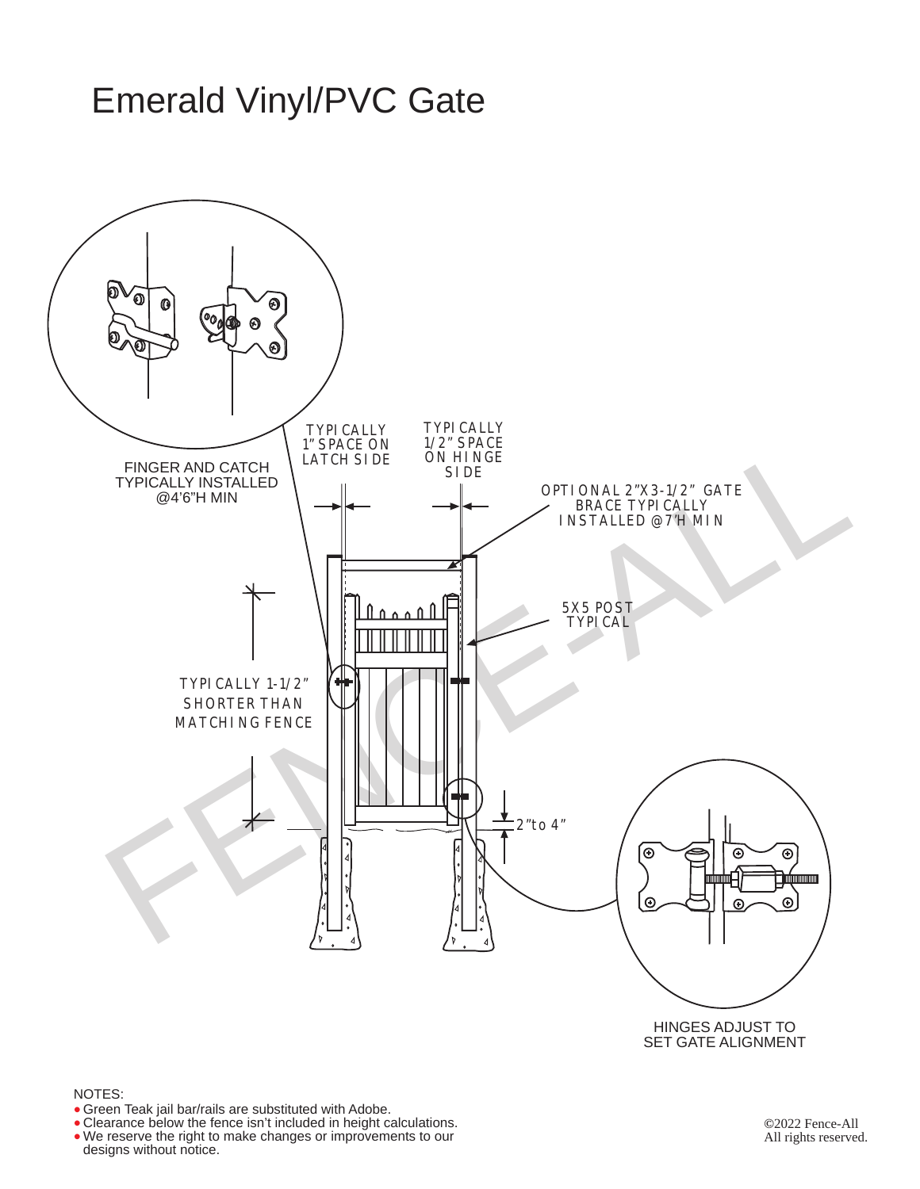# Emerald Vinyl/PVC Gate

FINGER AND CATCH TYPICALLY INSTALLED @4'6"H MIN

TYPICALLY 1" SPACE ON LATCH SIDE

TYPICALLY 1/2" SPACE ON HINGE SIDE

OPTIONAL 2"X3-1/2" GATE BRACE TYPICALLY INSTALLED @7'H MIN

5X5 POST TYPICAL

TYPICALLY 1-1/2" SHORTER THAN MATCHING FENCE

2" to 4"

HINGES ADJUST TO SET GATE ALIGNMENT

NOTES:

- Green Teak jail bar/rails are substituted with Adobe.
- Clearance below the fence isn't included in height calculations.
- We reserve the right to make changes or improvements to our designs without notice.

©2022 Fence-All
All rights reserved.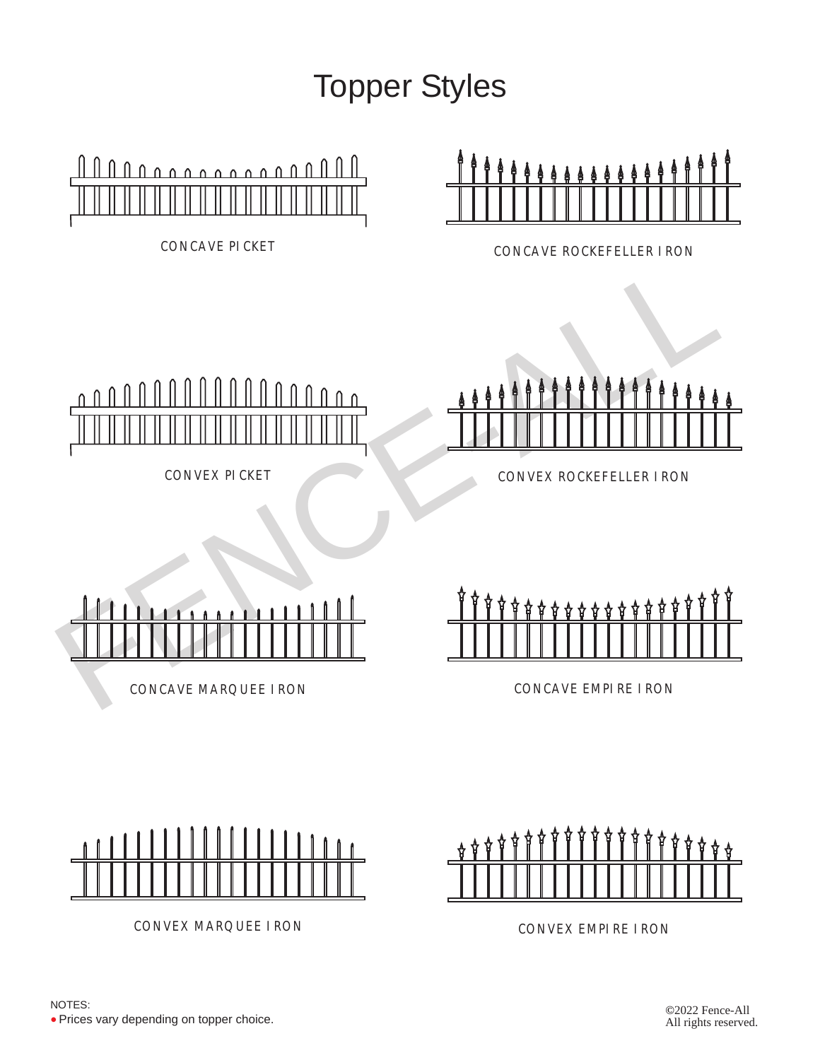# Topper Styles

CONCAVE PICKET

CONCAVE ROCKEFELLER IRON

CONVEX PICKET

CONVEX ROCKEFELLER IRON

CONCAVE MARQUEE IRON

CONCAVE EMPIRE IRON

CONVEX MARQUEE IRON

CONVEX EMPIRE IRON

NOTES:

- Prices vary depending on topper choice.

©2022 Fence-All
All rights reserved.